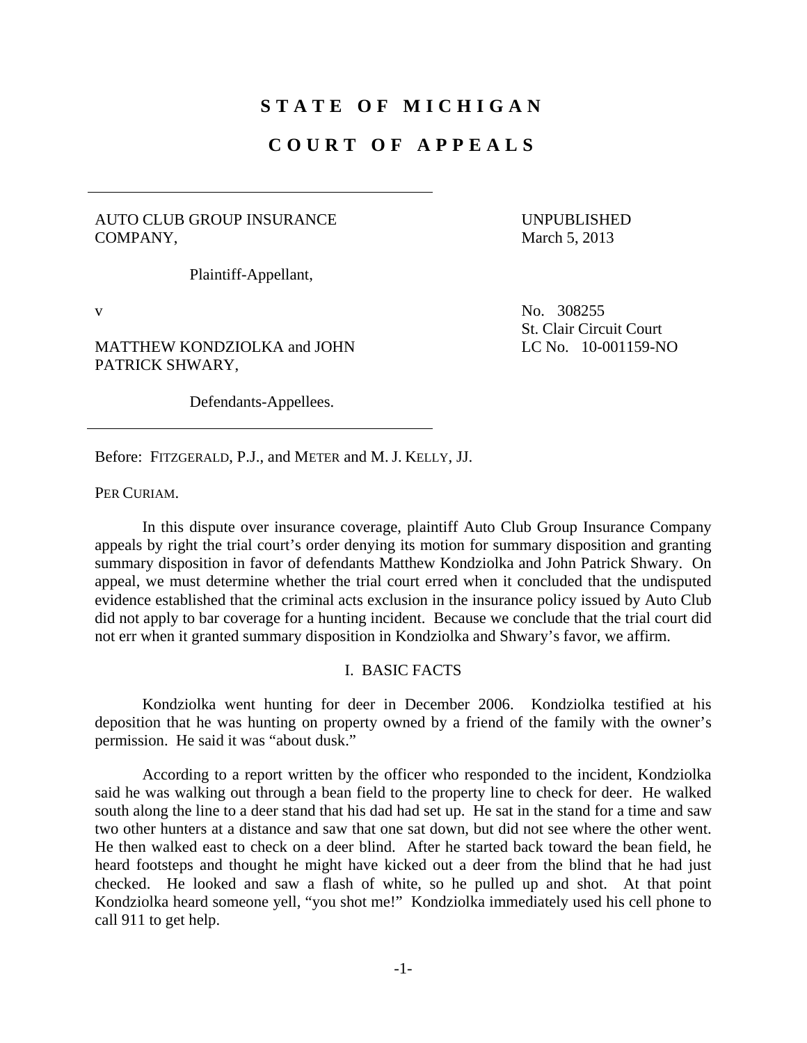# STATE OF MICHIGAN

# COURT OF APPEALS

---

AUTO CLUB GROUP INSURANCE COMPANY,

Plaintiff-Appellant,

v

MATTHEW KONDZIOLKA and JOHN PATRICK SHWARY,

Defendants-Appellees.

---

UNPUBLISHED
March 5, 2013

No. 308255
St. Clair Circuit Court
LC No. 10-001159-NO

Before: FITZGERALD, P.J., and METER and M. J. KELLY, JJ.

PER CURIAM.

In this dispute over insurance coverage, plaintiff Auto Club Group Insurance Company appeals by right the trial court's order denying its motion for summary disposition and granting summary disposition in favor of defendants Matthew Kondziolka and John Patrick Shwary. On appeal, we must determine whether the trial court erred when it concluded that the undisputed evidence established that the criminal acts exclusion in the insurance policy issued by Auto Club did not apply to bar coverage for a hunting incident. Because we conclude that the trial court did not err when it granted summary disposition in Kondziolka and Shwary's favor, we affirm.

## I. BASIC FACTS

Kondziolka went hunting for deer in December 2006. Kondziolka testified at his deposition that he was hunting on property owned by a friend of the family with the owner's permission. He said it was "about dusk."

According to a report written by the officer who responded to the incident, Kondziolka said he was walking out through a bean field to the property line to check for deer. He walked south along the line to a deer stand that his dad had set up. He sat in the stand for a time and saw two other hunters at a distance and saw that one sat down, but did not see where the other went. He then walked east to check on a deer blind. After he started back toward the bean field, he heard footsteps and thought he might have kicked out a deer from the blind that he had just checked. He looked and saw a flash of white, so he pulled up and shot. At that point Kondziolka heard someone yell, "you shot me!" Kondziolka immediately used his cell phone to call 911 to get help.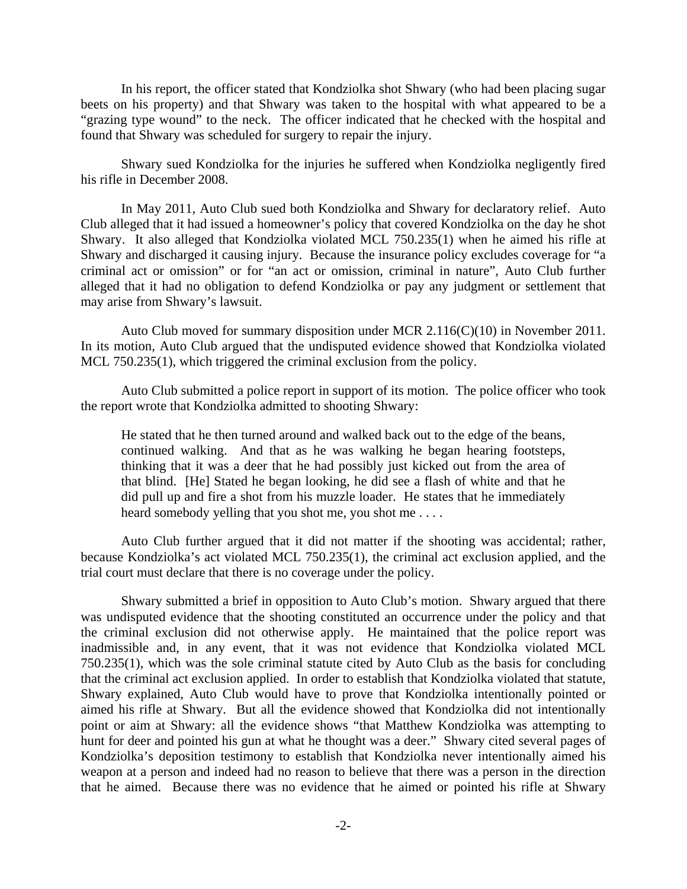In his report, the officer stated that Kondziolka shot Shwary (who had been placing sugar beets on his property) and that Shwary was taken to the hospital with what appeared to be a "grazing type wound" to the neck. The officer indicated that he checked with the hospital and found that Shwary was scheduled for surgery to repair the injury.

Shwary sued Kondziolka for the injuries he suffered when Kondziolka negligently fired his rifle in December 2008.

In May 2011, Auto Club sued both Kondziolka and Shwary for declaratory relief. Auto Club alleged that it had issued a homeowner's policy that covered Kondziolka on the day he shot Shwary. It also alleged that Kondziolka violated MCL 750.235(1) when he aimed his rifle at Shwary and discharged it causing injury. Because the insurance policy excludes coverage for "a criminal act or omission" or for "an act or omission, criminal in nature", Auto Club further alleged that it had no obligation to defend Kondziolka or pay any judgment or settlement that may arise from Shwary's lawsuit.

Auto Club moved for summary disposition under MCR 2.116(C)(10) in November 2011. In its motion, Auto Club argued that the undisputed evidence showed that Kondziolka violated MCL 750.235(1), which triggered the criminal exclusion from the policy.

Auto Club submitted a police report in support of its motion. The police officer who took the report wrote that Kondziolka admitted to shooting Shwary:

> He stated that he then turned around and walked back out to the edge of the beans, continued walking. And that as he was walking he began hearing footsteps, thinking that it was a deer that he had possibly just kicked out from the area of that blind. [He] Stated he began looking, he did see a flash of white and that he did pull up and fire a shot from his muzzle loader. He states that he immediately heard somebody yelling that you shot me, you shot me . . . .

Auto Club further argued that it did not matter if the shooting was accidental; rather, because Kondziolka's act violated MCL 750.235(1), the criminal act exclusion applied, and the trial court must declare that there is no coverage under the policy.

Shwary submitted a brief in opposition to Auto Club's motion. Shwary argued that there was undisputed evidence that the shooting constituted an occurrence under the policy and that the criminal exclusion did not otherwise apply. He maintained that the police report was inadmissible and, in any event, that it was not evidence that Kondziolka violated MCL 750.235(1), which was the sole criminal statute cited by Auto Club as the basis for concluding that the criminal act exclusion applied. In order to establish that Kondziolka violated that statute, Shwary explained, Auto Club would have to prove that Kondziolka intentionally pointed or aimed his rifle at Shwary. But all the evidence showed that Kondziolka did not intentionally point or aim at Shwary: all the evidence shows "that Matthew Kondziolka was attempting to hunt for deer and pointed his gun at what he thought was a deer." Shwary cited several pages of Kondziolka's deposition testimony to establish that Kondziolka never intentionally aimed his weapon at a person and indeed had no reason to believe that there was a person in the direction that he aimed. Because there was no evidence that he aimed or pointed his rifle at Shwary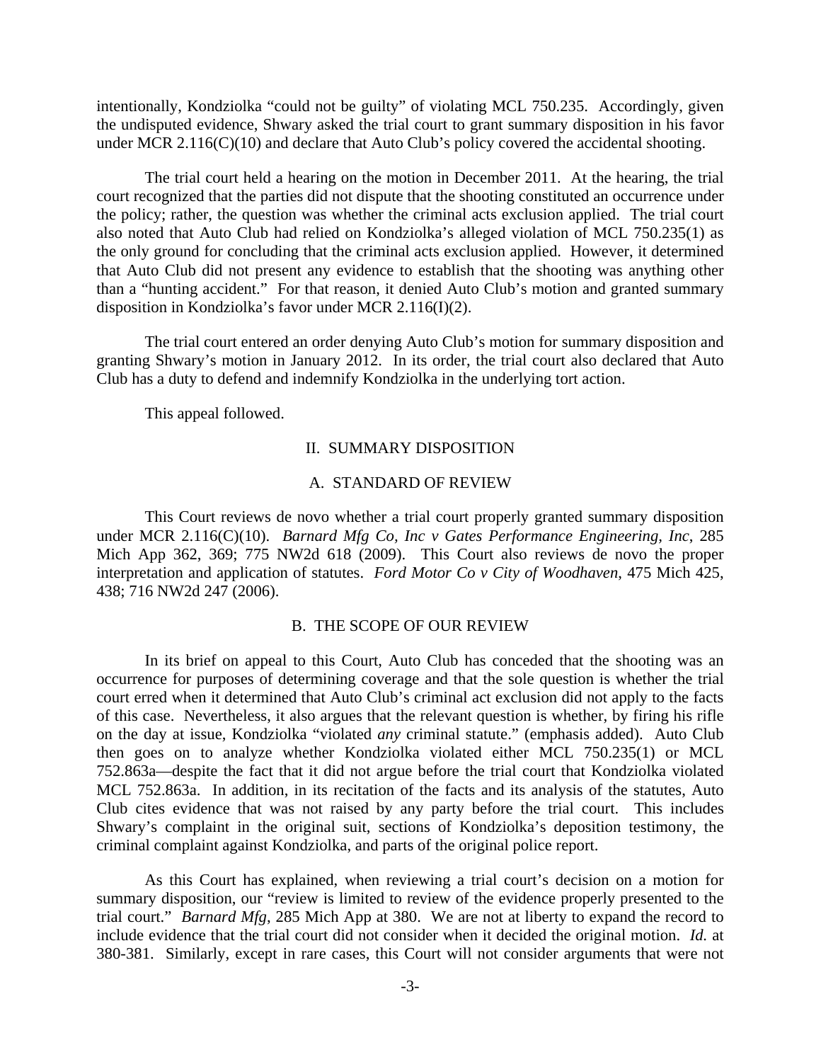intentionally, Kondziolka "could not be guilty" of violating MCL 750.235. Accordingly, given the undisputed evidence, Shwary asked the trial court to grant summary disposition in his favor under MCR 2.116(C)(10) and declare that Auto Club's policy covered the accidental shooting.

The trial court held a hearing on the motion in December 2011. At the hearing, the trial court recognized that the parties did not dispute that the shooting constituted an occurrence under the policy; rather, the question was whether the criminal acts exclusion applied. The trial court also noted that Auto Club had relied on Kondziolka's alleged violation of MCL 750.235(1) as the only ground for concluding that the criminal acts exclusion applied. However, it determined that Auto Club did not present any evidence to establish that the shooting was anything other than a "hunting accident." For that reason, it denied Auto Club's motion and granted summary disposition in Kondziolka's favor under MCR 2.116(I)(2).

The trial court entered an order denying Auto Club's motion for summary disposition and granting Shwary's motion in January 2012. In its order, the trial court also declared that Auto Club has a duty to defend and indemnify Kondziolka in the underlying tort action.

This appeal followed.

## II. SUMMARY DISPOSITION

### A. STANDARD OF REVIEW

This Court reviews de novo whether a trial court properly granted summary disposition under MCR 2.116(C)(10). *Barnard Mfg Co, Inc v Gates Performance Engineering, Inc*, 285 Mich App 362, 369; 775 NW2d 618 (2009). This Court also reviews de novo the proper interpretation and application of statutes. *Ford Motor Co v City of Woodhaven*, 475 Mich 425, 438; 716 NW2d 247 (2006).

### B. THE SCOPE OF OUR REVIEW

In its brief on appeal to this Court, Auto Club has conceded that the shooting was an occurrence for purposes of determining coverage and that the sole question is whether the trial court erred when it determined that Auto Club's criminal act exclusion did not apply to the facts of this case. Nevertheless, it also argues that the relevant question is whether, by firing his rifle on the day at issue, Kondziolka "violated *any* criminal statute." (emphasis added). Auto Club then goes on to analyze whether Kondziolka violated either MCL 750.235(1) or MCL 752.863a—despite the fact that it did not argue before the trial court that Kondziolka violated MCL 752.863a. In addition, in its recitation of the facts and its analysis of the statutes, Auto Club cites evidence that was not raised by any party before the trial court. This includes Shwary's complaint in the original suit, sections of Kondziolka's deposition testimony, the criminal complaint against Kondziolka, and parts of the original police report.

As this Court has explained, when reviewing a trial court's decision on a motion for summary disposition, our "review is limited to review of the evidence properly presented to the trial court." *Barnard Mfg*, 285 Mich App at 380. We are not at liberty to expand the record to include evidence that the trial court did not consider when it decided the original motion. *Id.* at 380-381. Similarly, except in rare cases, this Court will not consider arguments that were not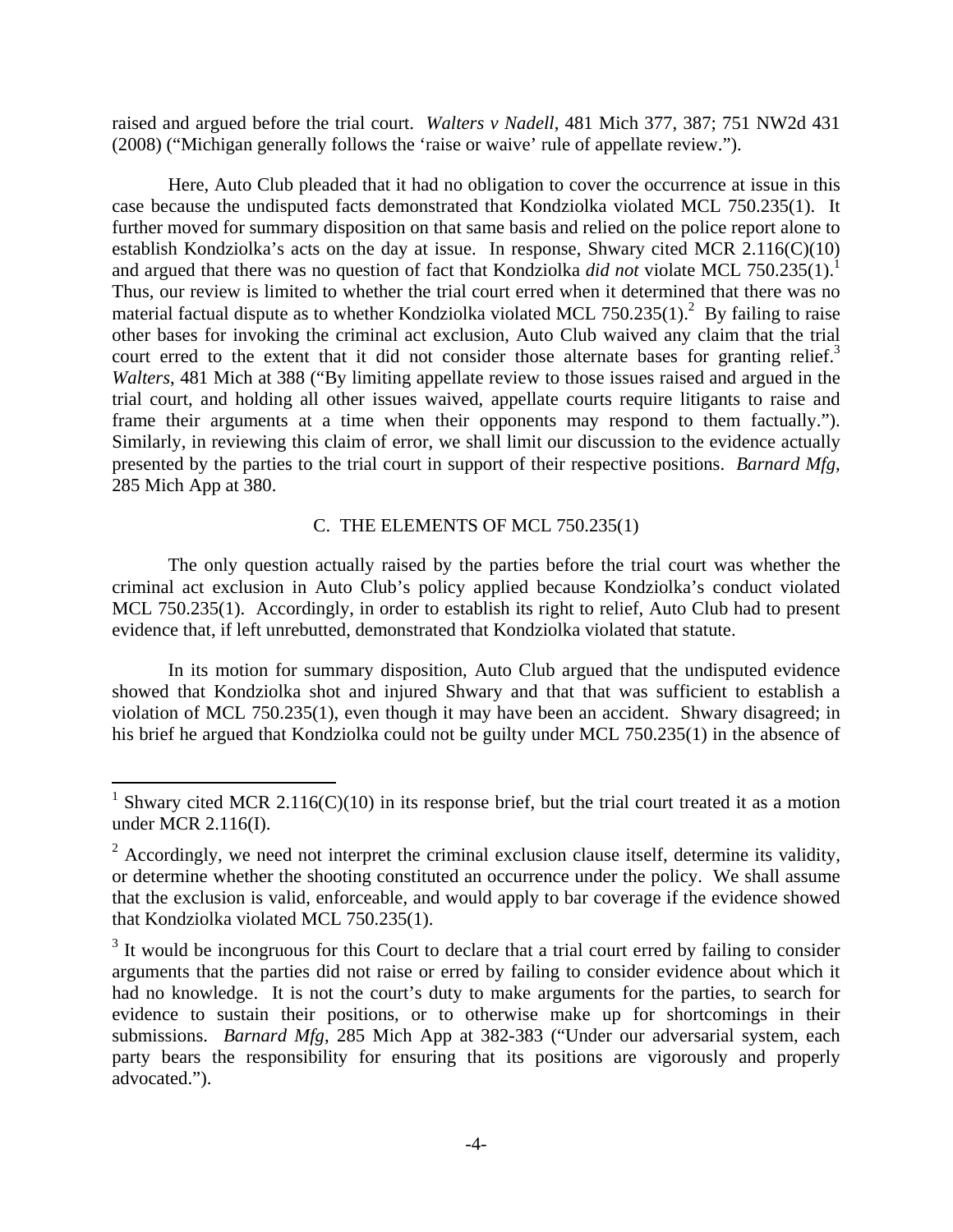raised and argued before the trial court. *Walters v Nadell*, 481 Mich 377, 387; 751 NW2d 431 (2008) ("Michigan generally follows the 'raise or waive' rule of appellate review.").

Here, Auto Club pleaded that it had no obligation to cover the occurrence at issue in this case because the undisputed facts demonstrated that Kondziolka violated MCL 750.235(1). It further moved for summary disposition on that same basis and relied on the police report alone to establish Kondziolka's acts on the day at issue. In response, Shwary cited MCR 2.116(C)(10) and argued that there was no question of fact that Kondziolka *did not* violate MCL 750.235(1).[1] Thus, our review is limited to whether the trial court erred when it determined that there was no material factual dispute as to whether Kondziolka violated MCL 750.235(1).[2] By failing to raise other bases for invoking the criminal act exclusion, Auto Club waived any claim that the trial court erred to the extent that it did not consider those alternate bases for granting relief.[3] *Walters*, 481 Mich at 388 ("By limiting appellate review to those issues raised and argued in the trial court, and holding all other issues waived, appellate courts require litigants to raise and frame their arguments at a time when their opponents may respond to them factually."). Similarly, in reviewing this claim of error, we shall limit our discussion to the evidence actually presented by the parties to the trial court in support of their respective positions. *Barnard Mfg*, 285 Mich App at 380.

## C. THE ELEMENTS OF MCL 750.235(1)

The only question actually raised by the parties before the trial court was whether the criminal act exclusion in Auto Club's policy applied because Kondziolka's conduct violated MCL 750.235(1). Accordingly, in order to establish its right to relief, Auto Club had to present evidence that, if left unrebutted, demonstrated that Kondziolka violated that statute.

In its motion for summary disposition, Auto Club argued that the undisputed evidence showed that Kondziolka shot and injured Shwary and that that was sufficient to establish a violation of MCL 750.235(1), even though it may have been an accident. Shwary disagreed; in his brief he argued that Kondziolka could not be guilty under MCL 750.235(1) in the absence of

---

[1] Shwary cited MCR 2.116(C)(10) in its response brief, but the trial court treated it as a motion under MCR 2.116(I).

[2] Accordingly, we need not interpret the criminal exclusion clause itself, determine its validity, or determine whether the shooting constituted an occurrence under the policy. We shall assume that the exclusion is valid, enforceable, and would apply to bar coverage if the evidence showed that Kondziolka violated MCL 750.235(1).

[3] It would be incongruous for this Court to declare that a trial court erred by failing to consider arguments that the parties did not raise or erred by failing to consider evidence about which it had no knowledge. It is not the court's duty to make arguments for the parties, to search for evidence to sustain their positions, or to otherwise make up for shortcomings in their submissions. *Barnard Mfg*, 285 Mich App at 382-383 ("Under our adversarial system, each party bears the responsibility for ensuring that its positions are vigorously and properly advocated.").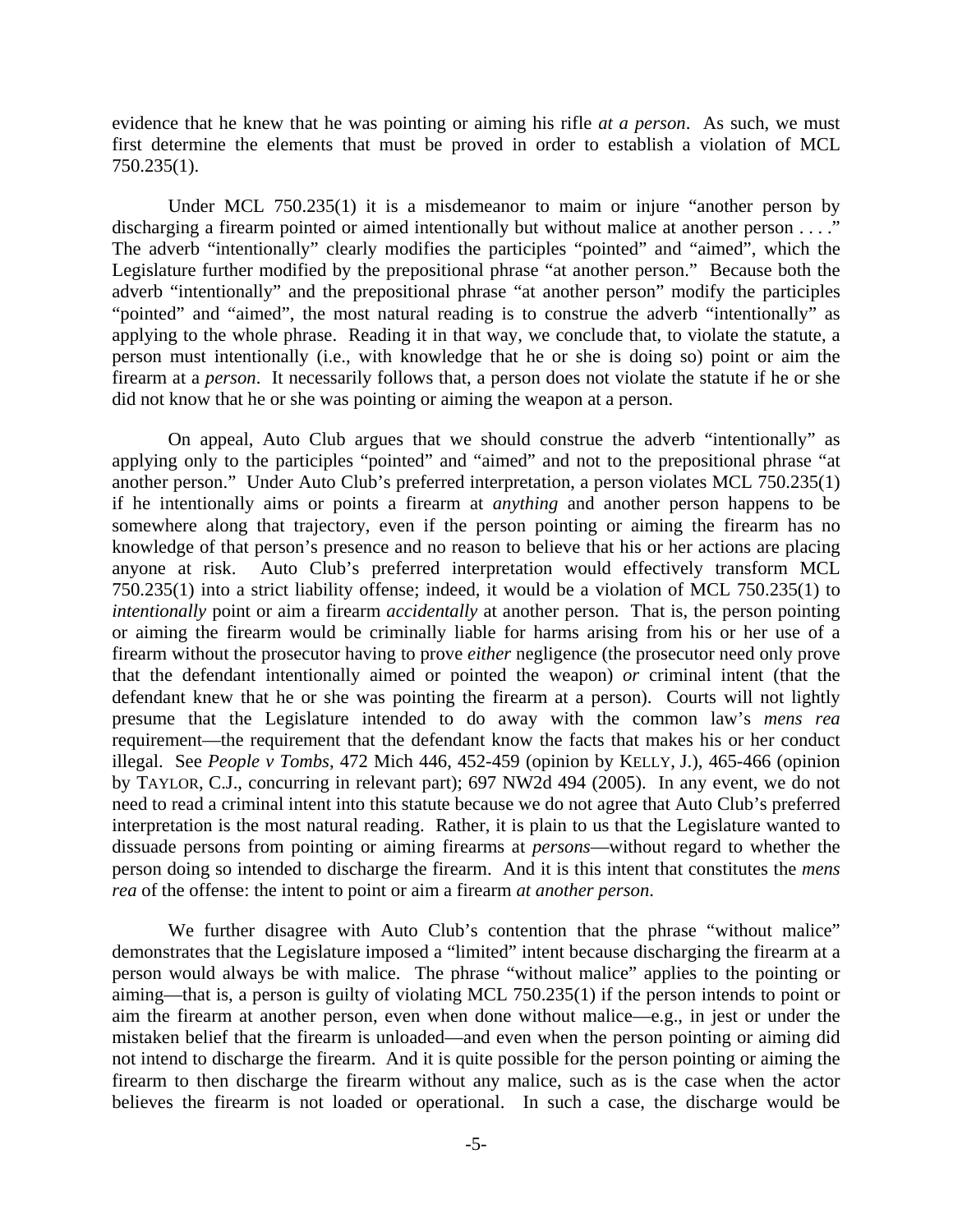evidence that he knew that he was pointing or aiming his rifle *at a person*. As such, we must first determine the elements that must be proved in order to establish a violation of MCL 750.235(1).

Under MCL 750.235(1) it is a misdemeanor to maim or injure "another person by discharging a firearm pointed or aimed intentionally but without malice at another person . . . ." The adverb "intentionally" clearly modifies the participles "pointed" and "aimed", which the Legislature further modified by the prepositional phrase "at another person." Because both the adverb "intentionally" and the prepositional phrase "at another person" modify the participles "pointed" and "aimed", the most natural reading is to construe the adverb "intentionally" as applying to the whole phrase. Reading it in that way, we conclude that, to violate the statute, a person must intentionally (i.e., with knowledge that he or she is doing so) point or aim the firearm at a *person*. It necessarily follows that, a person does not violate the statute if he or she did not know that he or she was pointing or aiming the weapon at a person.

On appeal, Auto Club argues that we should construe the adverb "intentionally" as applying only to the participles "pointed" and "aimed" and not to the prepositional phrase "at another person." Under Auto Club's preferred interpretation, a person violates MCL 750.235(1) if he intentionally aims or points a firearm at *anything* and another person happens to be somewhere along that trajectory, even if the person pointing or aiming the firearm has no knowledge of that person's presence and no reason to believe that his or her actions are placing anyone at risk. Auto Club's preferred interpretation would effectively transform MCL 750.235(1) into a strict liability offense; indeed, it would be a violation of MCL 750.235(1) to *intentionally* point or aim a firearm *accidentally* at another person. That is, the person pointing or aiming the firearm would be criminally liable for harms arising from his or her use of a firearm without the prosecutor having to prove *either* negligence (the prosecutor need only prove that the defendant intentionally aimed or pointed the weapon) *or* criminal intent (that the defendant knew that he or she was pointing the firearm at a person). Courts will not lightly presume that the Legislature intended to do away with the common law's *mens rea* requirement—the requirement that the defendant know the facts that makes his or her conduct illegal. See *People v Tombs*, 472 Mich 446, 452-459 (opinion by KELLY, J.), 465-466 (opinion by TAYLOR, C.J., concurring in relevant part); 697 NW2d 494 (2005). In any event, we do not need to read a criminal intent into this statute because we do not agree that Auto Club's preferred interpretation is the most natural reading. Rather, it is plain to us that the Legislature wanted to dissuade persons from pointing or aiming firearms at *persons*—without regard to whether the person doing so intended to discharge the firearm. And it is this intent that constitutes the *mens rea* of the offense: the intent to point or aim a firearm *at another person*.

We further disagree with Auto Club's contention that the phrase "without malice" demonstrates that the Legislature imposed a "limited" intent because discharging the firearm at a person would always be with malice. The phrase "without malice" applies to the pointing or aiming—that is, a person is guilty of violating MCL 750.235(1) if the person intends to point or aim the firearm at another person, even when done without malice—e.g., in jest or under the mistaken belief that the firearm is unloaded—and even when the person pointing or aiming did not intend to discharge the firearm. And it is quite possible for the person pointing or aiming the firearm to then discharge the firearm without any malice, such as is the case when the actor believes the firearm is not loaded or operational. In such a case, the discharge would be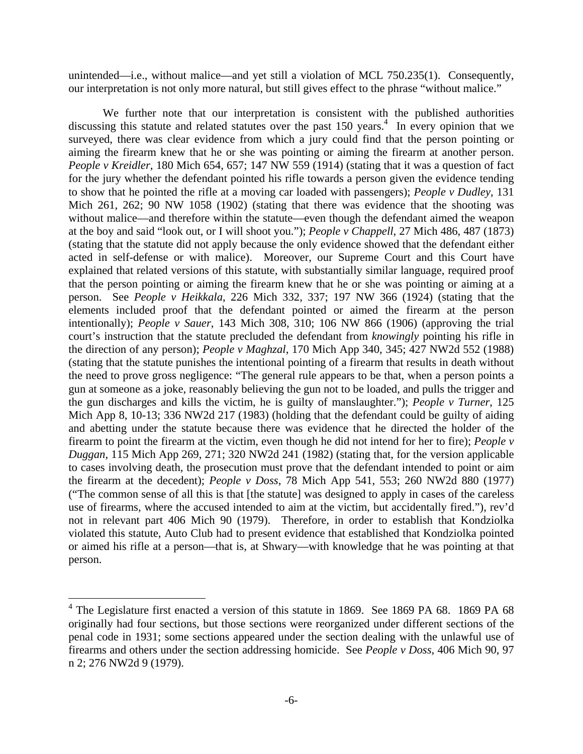unintended—i.e., without malice—and yet still a violation of MCL 750.235(1). Consequently, our interpretation is not only more natural, but still gives effect to the phrase "without malice."

We further note that our interpretation is consistent with the published authorities discussing this statute and related statutes over the past 150 years.[4] In every opinion that we surveyed, there was clear evidence from which a jury could find that the person pointing or aiming the firearm knew that he or she was pointing or aiming the firearm at another person. *People v Kreidler*, 180 Mich 654, 657; 147 NW 559 (1914) (stating that it was a question of fact for the jury whether the defendant pointed his rifle towards a person given the evidence tending to show that he pointed the rifle at a moving car loaded with passengers); *People v Dudley*, 131 Mich 261, 262; 90 NW 1058 (1902) (stating that there was evidence that the shooting was without malice—and therefore within the statute—even though the defendant aimed the weapon at the boy and said "look out, or I will shoot you."); *People v Chappell*, 27 Mich 486, 487 (1873) (stating that the statute did not apply because the only evidence showed that the defendant either acted in self-defense or with malice). Moreover, our Supreme Court and this Court have explained that related versions of this statute, with substantially similar language, required proof that the person pointing or aiming the firearm knew that he or she was pointing or aiming at a person. See *People v Heikkala*, 226 Mich 332, 337; 197 NW 366 (1924) (stating that the elements included proof that the defendant pointed or aimed the firearm at the person intentionally); *People v Sauer*, 143 Mich 308, 310; 106 NW 866 (1906) (approving the trial court's instruction that the statute precluded the defendant from *knowingly* pointing his rifle in the direction of any person); *People v Maghzal*, 170 Mich App 340, 345; 427 NW2d 552 (1988) (stating that the statute punishes the intentional pointing of a firearm that results in death without the need to prove gross negligence: "The general rule appears to be that, when a person points a gun at someone as a joke, reasonably believing the gun not to be loaded, and pulls the trigger and the gun discharges and kills the victim, he is guilty of manslaughter."); *People v Turner*, 125 Mich App 8, 10-13; 336 NW2d 217 (1983) (holding that the defendant could be guilty of aiding and abetting under the statute because there was evidence that he directed the holder of the firearm to point the firearm at the victim, even though he did not intend for her to fire); *People v Duggan*, 115 Mich App 269, 271; 320 NW2d 241 (1982) (stating that, for the version applicable to cases involving death, the prosecution must prove that the defendant intended to point or aim the firearm at the decedent); *People v Doss*, 78 Mich App 541, 553; 260 NW2d 880 (1977) ("The common sense of all this is that [the statute] was designed to apply in cases of the careless use of firearms, where the accused intended to aim at the victim, but accidentally fired."), rev'd not in relevant part 406 Mich 90 (1979). Therefore, in order to establish that Kondziolka violated this statute, Auto Club had to present evidence that established that Kondziolka pointed or aimed his rifle at a person—that is, at Shwary—with knowledge that he was pointing at that person.

---

[4] The Legislature first enacted a version of this statute in 1869. See 1869 PA 68. 1869 PA 68 originally had four sections, but those sections were reorganized under different sections of the penal code in 1931; some sections appeared under the section dealing with the unlawful use of firearms and others under the section addressing homicide. See *People v Doss*, 406 Mich 90, 97 n 2; 276 NW2d 9 (1979).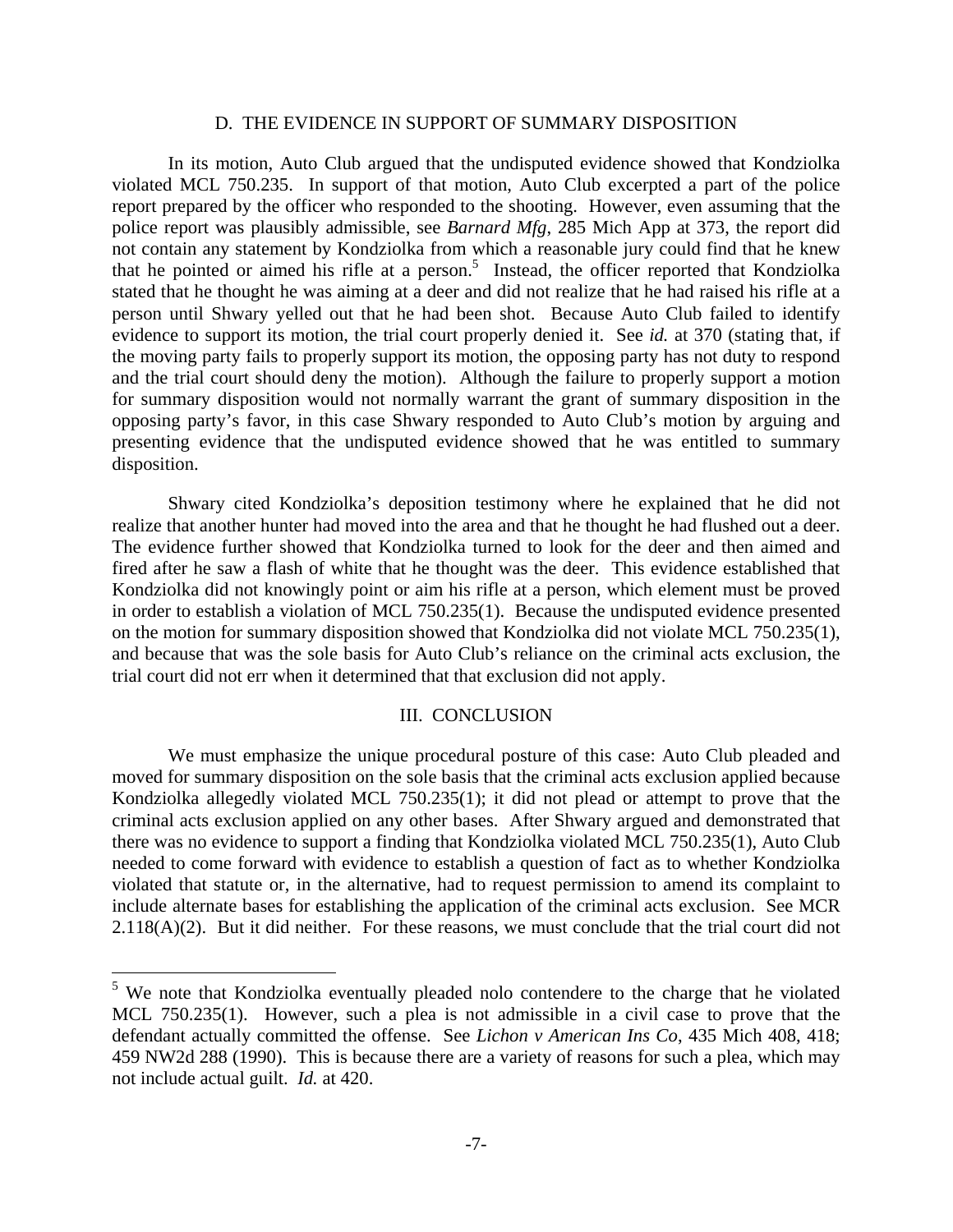### D. THE EVIDENCE IN SUPPORT OF SUMMARY DISPOSITION

In its motion, Auto Club argued that the undisputed evidence showed that Kondziolka violated MCL 750.235. In support of that motion, Auto Club excerpted a part of the police report prepared by the officer who responded to the shooting. However, even assuming that the police report was plausibly admissible, see *Barnard Mfg*, 285 Mich App at 373, the report did not contain any statement by Kondziolka from which a reasonable jury could find that he knew that he pointed or aimed his rifle at a person.[5] Instead, the officer reported that Kondziolka stated that he thought he was aiming at a deer and did not realize that he had raised his rifle at a person until Shwary yelled out that he had been shot. Because Auto Club failed to identify evidence to support its motion, the trial court properly denied it. See *id.* at 370 (stating that, if the moving party fails to properly support its motion, the opposing party has not duty to respond and the trial court should deny the motion). Although the failure to properly support a motion for summary disposition would not normally warrant the grant of summary disposition in the opposing party's favor, in this case Shwary responded to Auto Club's motion by arguing and presenting evidence that the undisputed evidence showed that he was entitled to summary disposition.

Shwary cited Kondziolka's deposition testimony where he explained that he did not realize that another hunter had moved into the area and that he thought he had flushed out a deer. The evidence further showed that Kondziolka turned to look for the deer and then aimed and fired after he saw a flash of white that he thought was the deer. This evidence established that Kondziolka did not knowingly point or aim his rifle at a person, which element must be proved in order to establish a violation of MCL 750.235(1). Because the undisputed evidence presented on the motion for summary disposition showed that Kondziolka did not violate MCL 750.235(1), and because that was the sole basis for Auto Club's reliance on the criminal acts exclusion, the trial court did not err when it determined that that exclusion did not apply.

## III. CONCLUSION

We must emphasize the unique procedural posture of this case: Auto Club pleaded and moved for summary disposition on the sole basis that the criminal acts exclusion applied because Kondziolka allegedly violated MCL 750.235(1); it did not plead or attempt to prove that the criminal acts exclusion applied on any other bases. After Shwary argued and demonstrated that there was no evidence to support a finding that Kondziolka violated MCL 750.235(1), Auto Club needed to come forward with evidence to establish a question of fact as to whether Kondziolka violated that statute or, in the alternative, had to request permission to amend its complaint to include alternate bases for establishing the application of the criminal acts exclusion. See MCR 2.118(A)(2). But it did neither. For these reasons, we must conclude that the trial court did not

---

[5] We note that Kondziolka eventually pleaded nolo contendere to the charge that he violated MCL 750.235(1). However, such a plea is not admissible in a civil case to prove that the defendant actually committed the offense. See *Lichon v American Ins Co*, 435 Mich 408, 418; 459 NW2d 288 (1990). This is because there are a variety of reasons for such a plea, which may not include actual guilt. *Id.* at 420.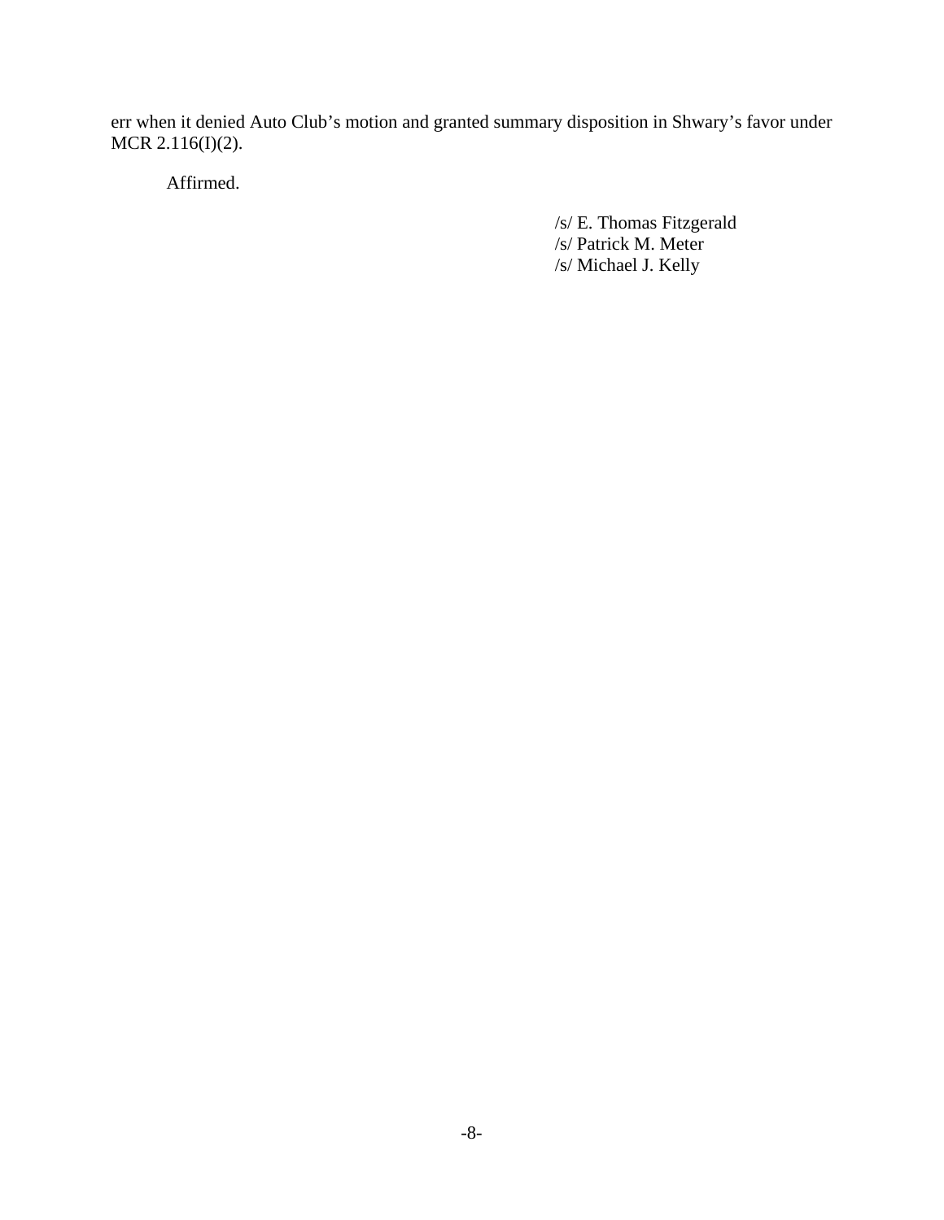err when it denied Auto Club's motion and granted summary disposition in Shwary's favor under MCR 2.116(I)(2).

Affirmed.

/s/ E. Thomas Fitzgerald
/s/ Patrick M. Meter
/s/ Michael J. Kelly